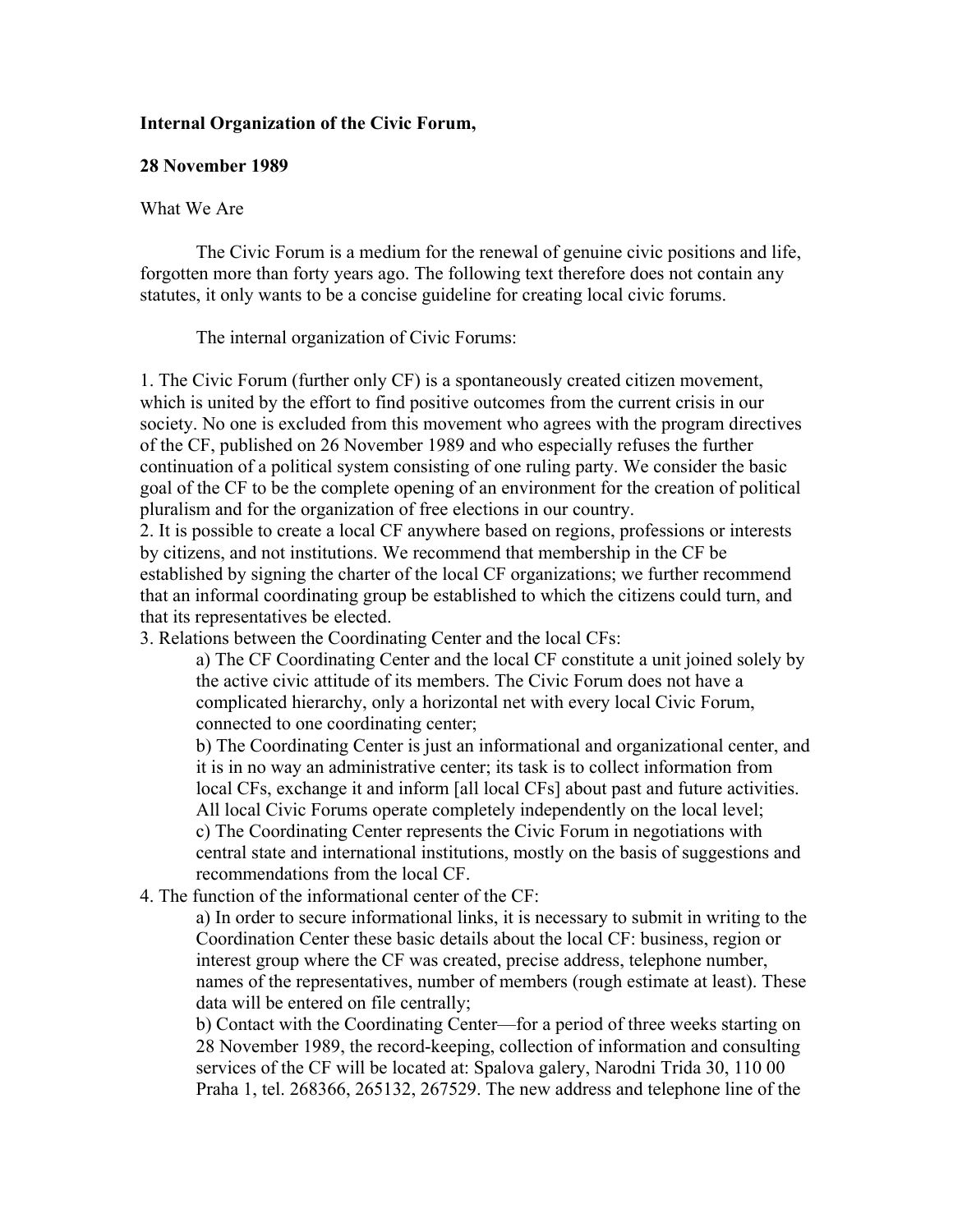**Internal Organization of the Civic Forum,**

**28 November 1989**

What We Are

The Civic Forum is a medium for the renewal of genuine civic positions and life, forgotten more than forty years ago. The following text therefore does not contain any statutes, it only wants to be a concise guideline for creating local civic forums.

The internal organization of Civic Forums:

1. The Civic Forum (further only CF) is a spontaneously created citizen movement, which is united by the effort to find positive outcomes from the current crisis in our society. No one is excluded from this movement who agrees with the program directives of the CF, published on 26 November 1989 and who especially refuses the further continuation of a political system consisting of one ruling party. We consider the basic goal of the CF to be the complete opening of an environment for the creation of political pluralism and for the organization of free elections in our country.
2. It is possible to create a local CF anywhere based on regions, professions or interests by citizens, and not institutions. We recommend that membership in the CF be established by signing the charter of the local CF organizations; we further recommend that an informal coordinating group be established to which the citizens could turn, and that its representatives be elected.
3. Relations between the Coordinating Center and the local CFs:
   a) The CF Coordinating Center and the local CF constitute a unit joined solely by the active civic attitude of its members. The Civic Forum does not have a complicated hierarchy, only a horizontal net with every local Civic Forum, connected to one coordinating center;
   b) The Coordinating Center is just an informational and organizational center, and it is in no way an administrative center; its task is to collect information from local CFs, exchange it and inform [all local CFs] about past and future activities. All local Civic Forums operate completely independently on the local level;
   c) The Coordinating Center represents the Civic Forum in negotiations with central state and international institutions, mostly on the basis of suggestions and recommendations from the local CF.
4. The function of the informational center of the CF:
   a) In order to secure informational links, it is necessary to submit in writing to the Coordination Center these basic details about the local CF: business, region or interest group where the CF was created, precise address, telephone number, names of the representatives, number of members (rough estimate at least). These data will be entered on file centrally;
   b) Contact with the Coordinating Center—for a period of three weeks starting on 28 November 1989, the record-keeping, collection of information and consulting services of the CF will be located at: Spalova galery, Narodni Trida 30, 110 00 Praha 1, tel. 268366, 265132, 267529. The new address and telephone line of the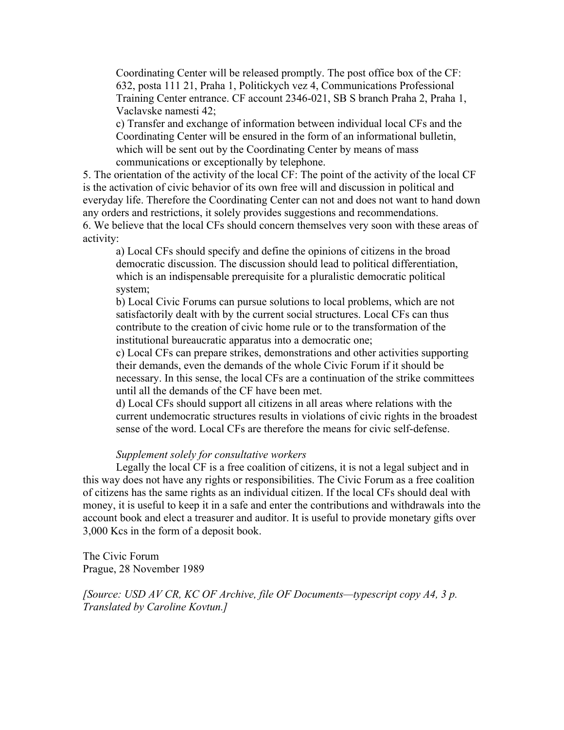Coordinating Center will be released promptly. The post office box of the CF: 632, posta 111 21, Praha 1, Politickych vez 4, Communications Professional Training Center entrance. CF account 2346-021, SB S branch Praha 2, Praha 1, Vaclavske namesti 42;

c) Transfer and exchange of information between individual local CFs and the Coordinating Center will be ensured in the form of an informational bulletin, which will be sent out by the Coordinating Center by means of mass communications or exceptionally by telephone.

5. The orientation of the activity of the local CF: The point of the activity of the local CF is the activation of civic behavior of its own free will and discussion in political and everyday life. Therefore the Coordinating Center can not and does not want to hand down any orders and restrictions, it solely provides suggestions and recommendations.

6. We believe that the local CFs should concern themselves very soon with these areas of activity:

a) Local CFs should specify and define the opinions of citizens in the broad democratic discussion. The discussion should lead to political differentiation, which is an indispensable prerequisite for a pluralistic democratic political system;

b) Local Civic Forums can pursue solutions to local problems, which are not satisfactorily dealt with by the current social structures. Local CFs can thus contribute to the creation of civic home rule or to the transformation of the institutional bureaucratic apparatus into a democratic one;

c) Local CFs can prepare strikes, demonstrations and other activities supporting their demands, even the demands of the whole Civic Forum if it should be necessary. In this sense, the local CFs are a continuation of the strike committees until all the demands of the CF have been met.

d) Local CFs should support all citizens in all areas where relations with the current undemocratic structures results in violations of civic rights in the broadest sense of the word. Local CFs are therefore the means for civic self-defense.

*Supplement solely for consultative workers*

Legally the local CF is a free coalition of citizens, it is not a legal subject and in this way does not have any rights or responsibilities. The Civic Forum as a free coalition of citizens has the same rights as an individual citizen. If the local CFs should deal with money, it is useful to keep it in a safe and enter the contributions and withdrawals into the account book and elect a treasurer and auditor. It is useful to provide monetary gifts over 3,000 Kcs in the form of a deposit book.

The Civic Forum
Prague, 28 November 1989

*[Source: USD AV CR, KC OF Archive, file OF Documents—typescript copy A4, 3 p. Translated by Caroline Kovtun.]*